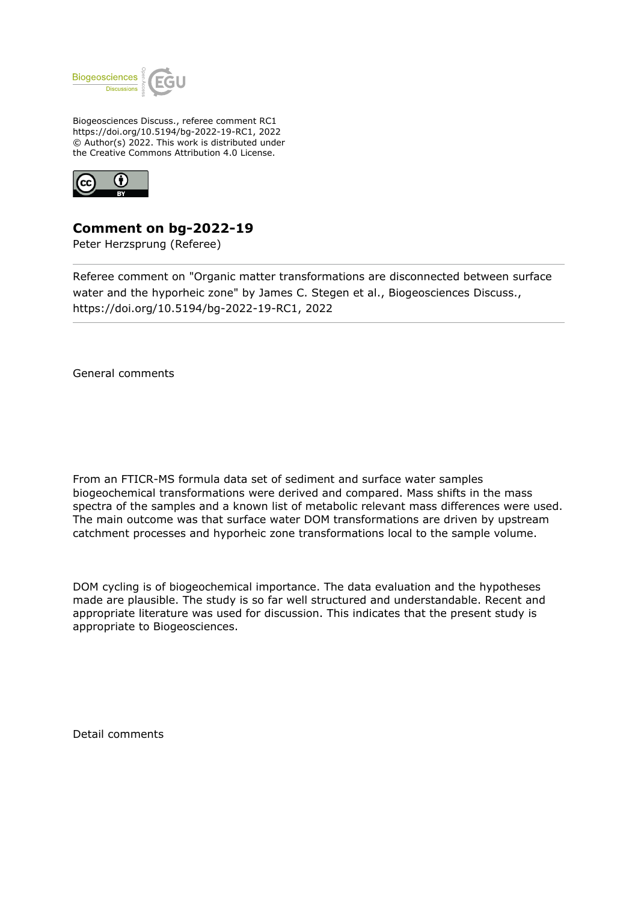Biogeosciences Discuss., referee comment RC1
https://doi.org/10.5194/bg-2022-19-RC1, 2022
© Author(s) 2022. This work is distributed under
the Creative Commons Attribution 4.0 License.

## Comment on bg-2022-19

Peter Herzsprung (Referee)

---

Referee comment on "Organic matter transformations are disconnected between surface water and the hyporheic zone" by James C. Stegen et al., Biogeosciences Discuss., https://doi.org/10.5194/bg-2022-19-RC1, 2022

---

General comments

From an FTICR-MS formula data set of sediment and surface water samples biogeochemical transformations were derived and compared. Mass shifts in the mass spectra of the samples and a known list of metabolic relevant mass differences were used. The main outcome was that surface water DOM transformations are driven by upstream catchment processes and hyporheic zone transformations local to the sample volume.

DOM cycling is of biogeochemical importance. The data evaluation and the hypotheses made are plausible. The study is so far well structured and understandable. Recent and appropriate literature was used for discussion. This indicates that the present study is appropriate to Biogeosciences.

Detail comments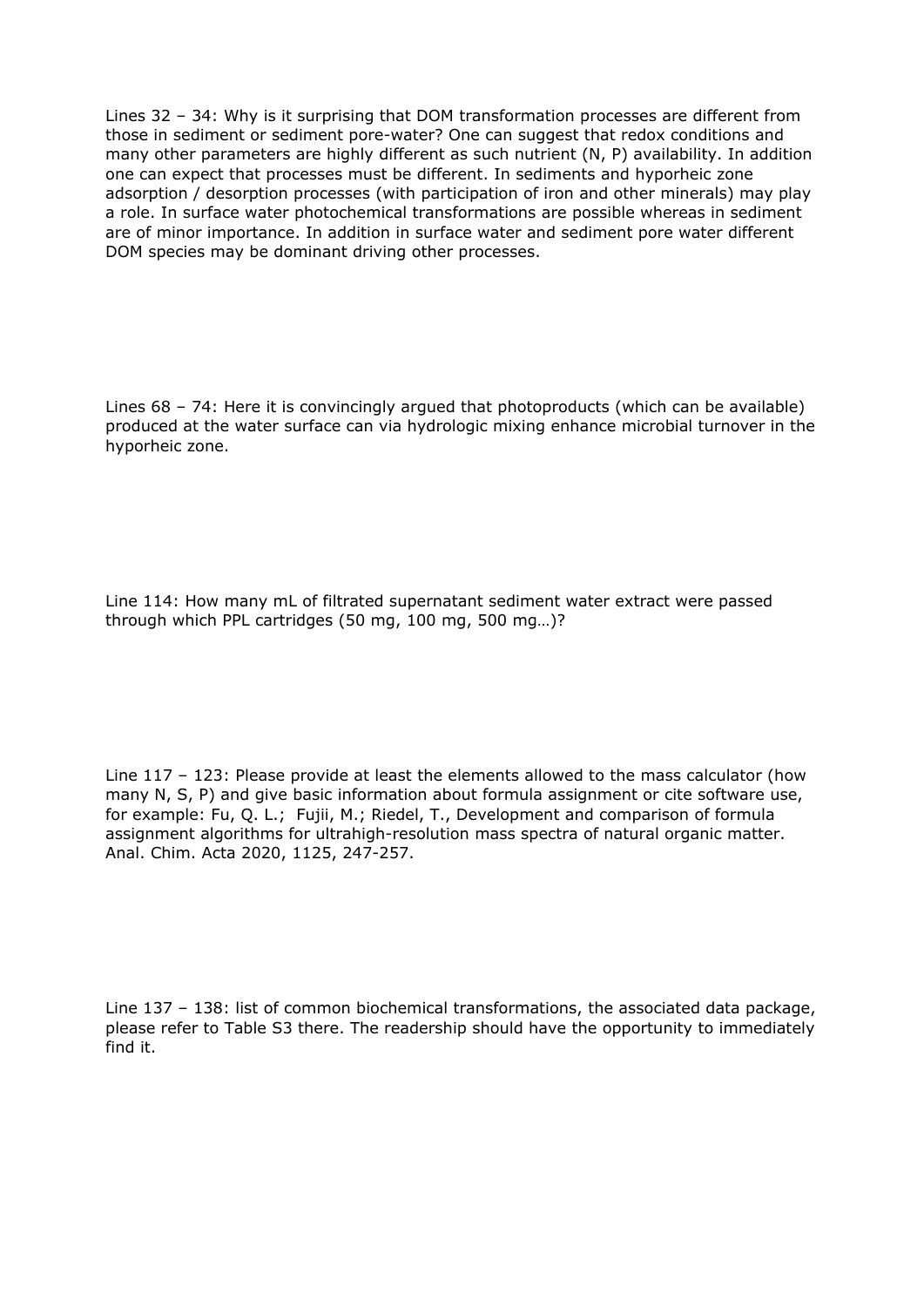Lines 32 – 34: Why is it surprising that DOM transformation processes are different from those in sediment or sediment pore-water? One can suggest that redox conditions and many other parameters are highly different as such nutrient (N, P) availability. In addition one can expect that processes must be different. In sediments and hyporheic zone adsorption / desorption processes (with participation of iron and other minerals) may play a role. In surface water photochemical transformations are possible whereas in sediment are of minor importance. In addition in surface water and sediment pore water different DOM species may be dominant driving other processes.

Lines 68 – 74: Here it is convincingly argued that photoproducts (which can be available) produced at the water surface can via hydrologic mixing enhance microbial turnover in the hyporheic zone.

Line 114: How many mL of filtrated supernatant sediment water extract were passed through which PPL cartridges (50 mg, 100 mg, 500 mg…)?

Line 117 – 123: Please provide at least the elements allowed to the mass calculator (how many N, S, P) and give basic information about formula assignment or cite software use, for example: Fu, Q. L.; Fujii, M.; Riedel, T., Development and comparison of formula assignment algorithms for ultrahigh-resolution mass spectra of natural organic matter. Anal. Chim. Acta 2020, 1125, 247-257.

Line 137 – 138: list of common biochemical transformations, the associated data package, please refer to Table S3 there. The readership should have the opportunity to immediately find it.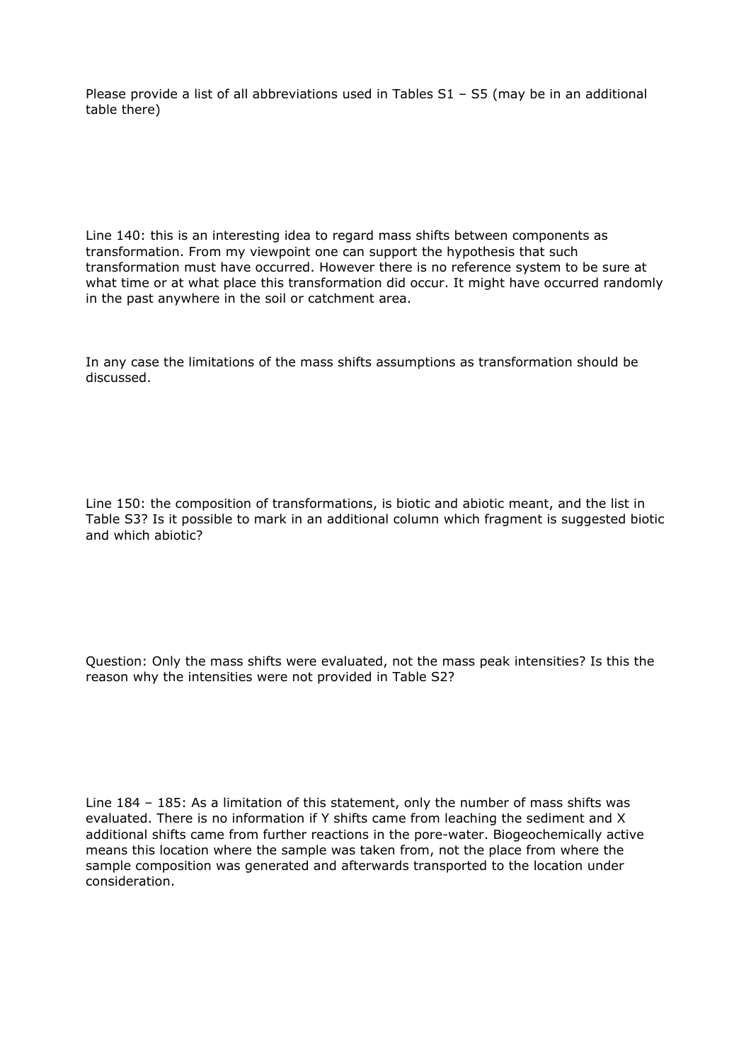Please provide a list of all abbreviations used in Tables S1 – S5 (may be in an additional table there)

Line 140: this is an interesting idea to regard mass shifts between components as transformation. From my viewpoint one can support the hypothesis that such transformation must have occurred. However there is no reference system to be sure at what time or at what place this transformation did occur. It might have occurred randomly in the past anywhere in the soil or catchment area.

In any case the limitations of the mass shifts assumptions as transformation should be discussed.

Line 150: the composition of transformations, is biotic and abiotic meant, and the list in Table S3? Is it possible to mark in an additional column which fragment is suggested biotic and which abiotic?

Question: Only the mass shifts were evaluated, not the mass peak intensities? Is this the reason why the intensities were not provided in Table S2?

Line 184 – 185: As a limitation of this statement, only the number of mass shifts was evaluated. There is no information if Y shifts came from leaching the sediment and X additional shifts came from further reactions in the pore-water. Biogeochemically active means this location where the sample was taken from, not the place from where the sample composition was generated and afterwards transported to the location under consideration.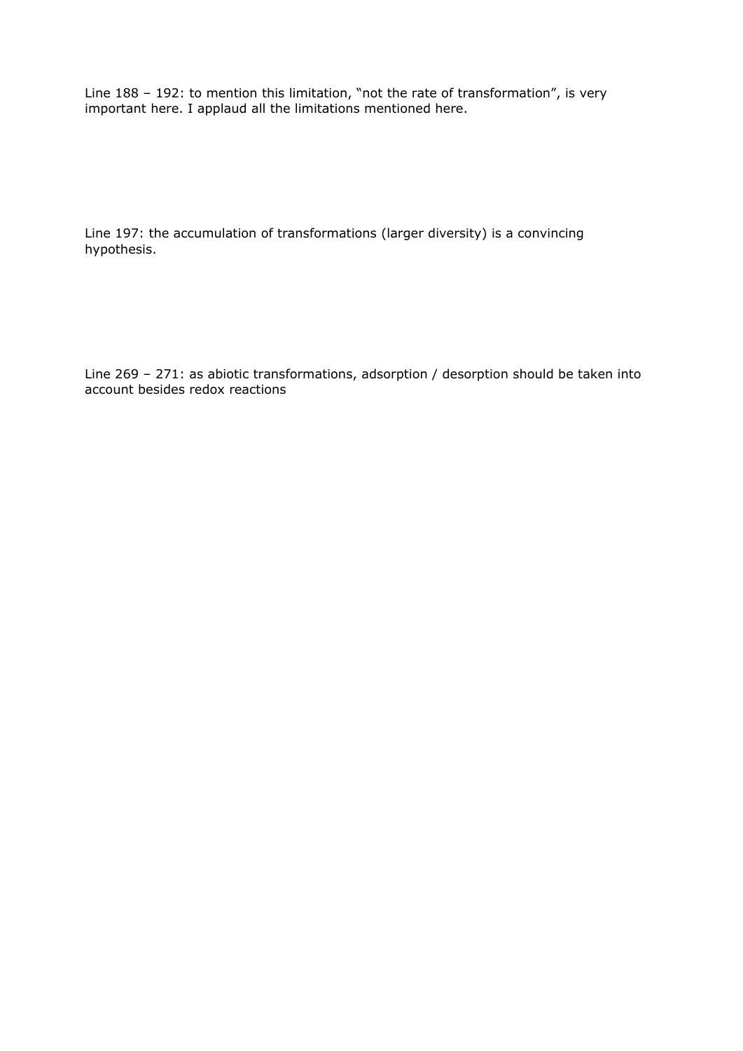Line 188 – 192: to mention this limitation, "not the rate of transformation", is very important here. I applaud all the limitations mentioned here.

Line 197: the accumulation of transformations (larger diversity) is a convincing hypothesis.

Line 269 – 271: as abiotic transformations, adsorption / desorption should be taken into account besides redox reactions